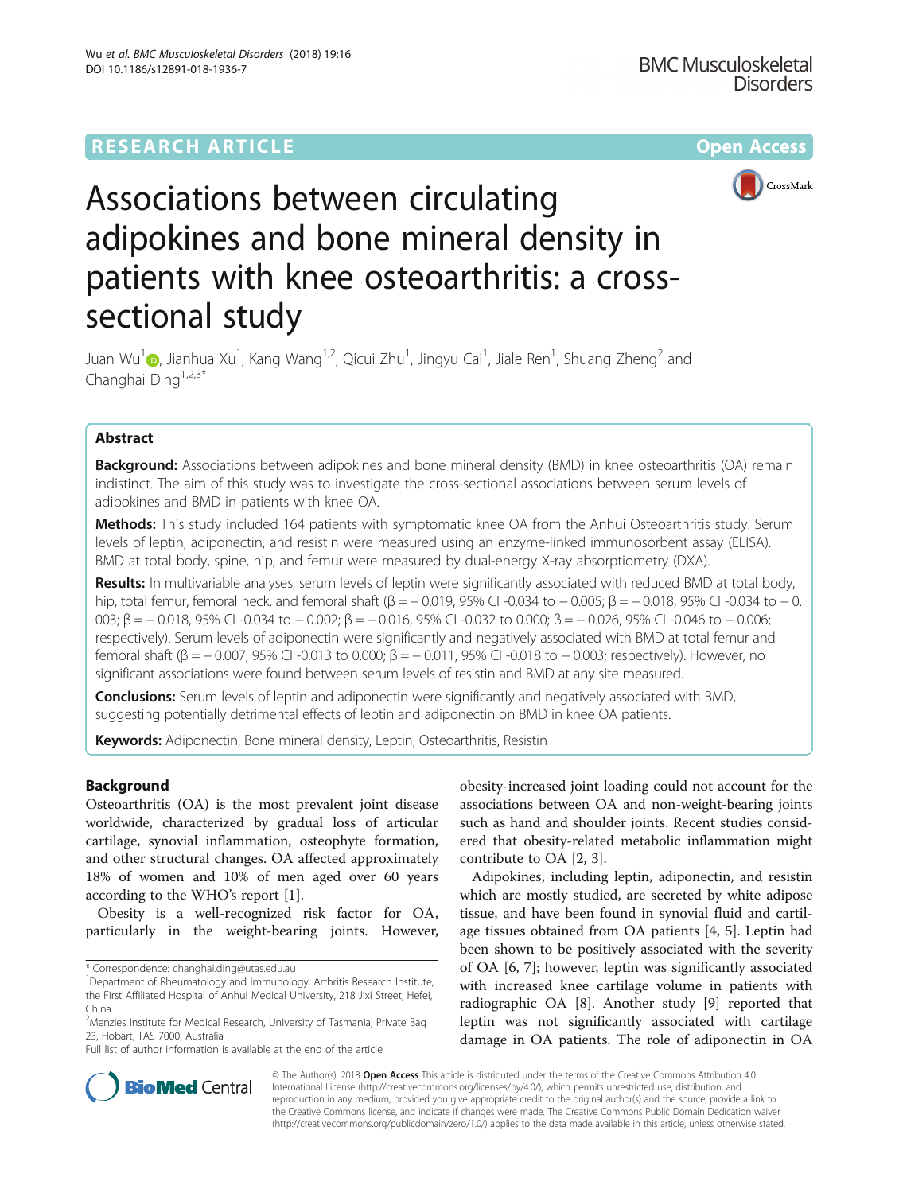RESEARCH ARTICLE

Open Access

# Associations between circulating adipokines and bone mineral density in patients with knee osteoarthritis: a cross-sectional study

Juan Wu[1], Jianhua Xu[1], Kang Wang[1,2], Qicui Zhu[1], Jingyu Cai[1], Jiale Ren[1], Shuang Zheng[2] and Changhai Ding[1,2,3*]

## Abstract

**Background:** Associations between adipokines and bone mineral density (BMD) in knee osteoarthritis (OA) remain indistinct. The aim of this study was to investigate the cross-sectional associations between serum levels of adipokines and BMD in patients with knee OA.

**Methods:** This study included 164 patients with symptomatic knee OA from the Anhui Osteoarthritis study. Serum levels of leptin, adiponectin, and resistin were measured using an enzyme-linked immunosorbent assay (ELISA). BMD at total body, spine, hip, and femur were measured by dual-energy X-ray absorptiometry (DXA).

**Results:** In multivariable analyses, serum levels of leptin were significantly associated with reduced BMD at total body, hip, total femur, femoral neck, and femoral shaft (β = − 0.019, 95% CI -0.034 to − 0.005; β = − 0.018, 95% CI -0.034 to − 0.003; β = − 0.018, 95% CI -0.034 to − 0.002; β = − 0.016, 95% CI -0.032 to 0.000; β = − 0.026, 95% CI -0.046 to − 0.006; respectively). Serum levels of adiponectin were significantly and negatively associated with BMD at total femur and femoral shaft (β = − 0.007, 95% CI -0.013 to 0.000; β = − 0.011, 95% CI -0.018 to − 0.003; respectively). However, no significant associations were found between serum levels of resistin and BMD at any site measured.

**Conclusions:** Serum levels of leptin and adiponectin were significantly and negatively associated with BMD, suggesting potentially detrimental effects of leptin and adiponectin on BMD in knee OA patients.

**Keywords:** Adiponectin, Bone mineral density, Leptin, Osteoarthritis, Resistin

## Background

Osteoarthritis (OA) is the most prevalent joint disease worldwide, characterized by gradual loss of articular cartilage, synovial inflammation, osteophyte formation, and other structural changes. OA affected approximately 18% of women and 10% of men aged over 60 years according to the WHO's report [1].

Obesity is a well-recognized risk factor for OA, particularly in the weight-bearing joints. However, obesity-increased joint loading could not account for the associations between OA and non-weight-bearing joints such as hand and shoulder joints. Recent studies considered that obesity-related metabolic inflammation might contribute to OA [2, 3].

Adipokines, including leptin, adiponectin, and resistin which are mostly studied, are secreted by white adipose tissue, and have been found in synovial fluid and cartilage tissues obtained from OA patients [4, 5]. Leptin had been shown to be positively associated with the severity of OA [6, 7]; however, leptin was significantly associated with increased knee cartilage volume in patients with radiographic OA [8]. Another study [9] reported that leptin was not significantly associated with cartilage damage in OA patients. The role of adiponectin in OA

\* Correspondence: changhai.ding@utas.edu.au
[1]Department of Rheumatology and Immunology, Arthritis Research Institute, the First Affiliated Hospital of Anhui Medical University, 218 Jixi Street, Hefei, China
[2]Menzies Institute for Medical Research, University of Tasmania, Private Bag 23, Hobart, TAS 7000, Australia
Full list of author information is available at the end of the article

© The Author(s). 2018 **Open Access** This article is distributed under the terms of the Creative Commons Attribution 4.0 International License (http://creativecommons.org/licenses/by/4.0/), which permits unrestricted use, distribution, and reproduction in any medium, provided you give appropriate credit to the original author(s) and the source, provide a link to the Creative Commons license, and indicate if changes were made. The Creative Commons Public Domain Dedication waiver (http://creativecommons.org/publicdomain/zero/1.0/) applies to the data made available in this article, unless otherwise stated.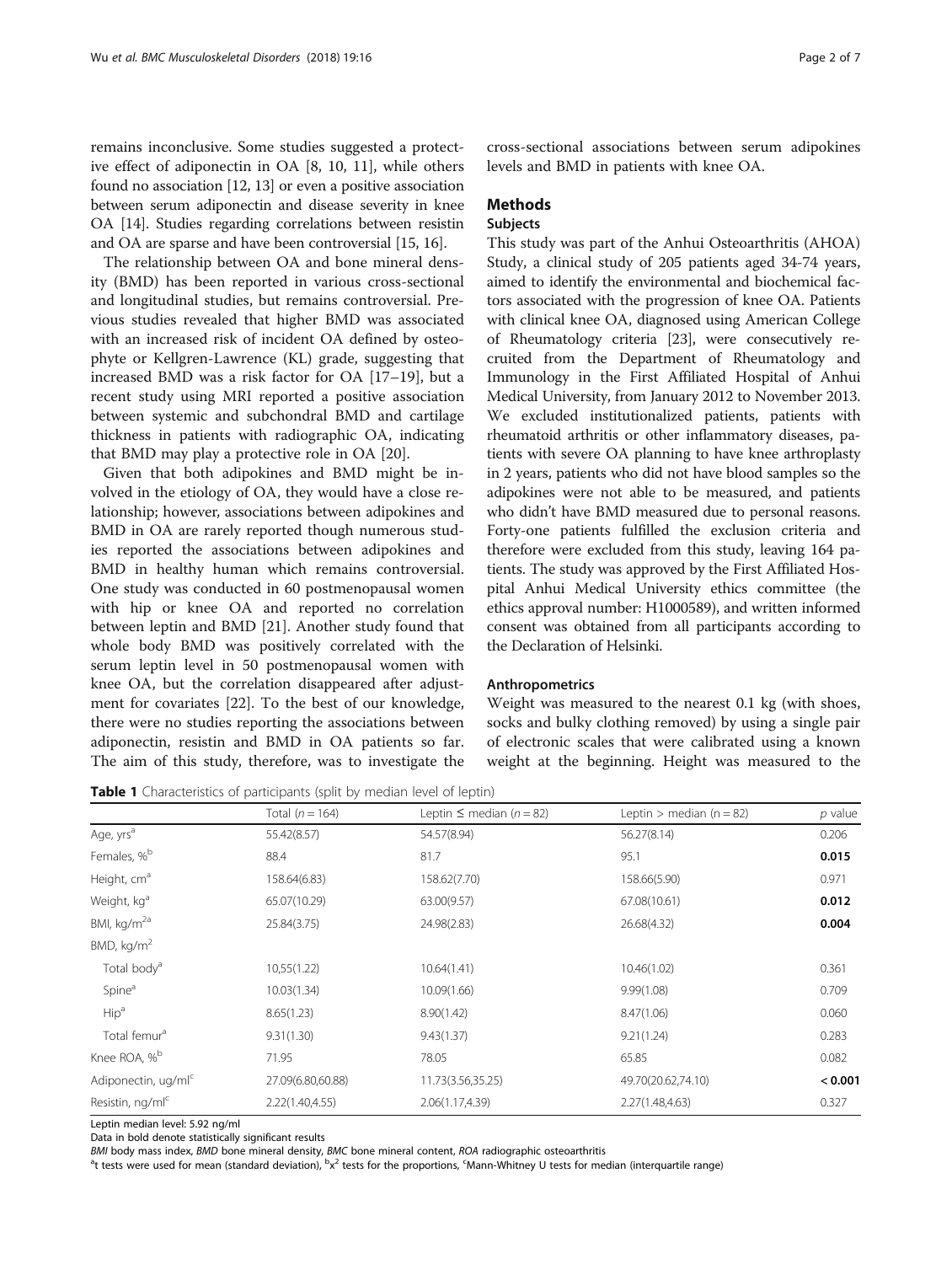remains inconclusive. Some studies suggested a protective effect of adiponectin in OA [8, 10, 11], while others found no association [12, 13] or even a positive association between serum adiponectin and disease severity in knee OA [14]. Studies regarding correlations between resistin and OA are sparse and have been controversial [15, 16].

The relationship between OA and bone mineral density (BMD) has been reported in various cross-sectional and longitudinal studies, but remains controversial. Previous studies revealed that higher BMD was associated with an increased risk of incident OA defined by osteophyte or Kellgren-Lawrence (KL) grade, suggesting that increased BMD was a risk factor for OA [17–19], but a recent study using MRI reported a positive association between systemic and subchondral BMD and cartilage thickness in patients with radiographic OA, indicating that BMD may play a protective role in OA [20].

Given that both adipokines and BMD might be involved in the etiology of OA, they would have a close relationship; however, associations between adipokines and BMD in OA are rarely reported though numerous studies reported the associations between adipokines and BMD in healthy human which remains controversial. One study was conducted in 60 postmenopausal women with hip or knee OA and reported no correlation between leptin and BMD [21]. Another study found that whole body BMD was positively correlated with the serum leptin level in 50 postmenopausal women with knee OA, but the correlation disappeared after adjustment for covariates [22]. To the best of our knowledge, there were no studies reporting the associations between adiponectin, resistin and BMD in OA patients so far. The aim of this study, therefore, was to investigate the cross-sectional associations between serum adipokines levels and BMD in patients with knee OA.

## Methods

### Subjects

This study was part of the Anhui Osteoarthritis (AHOA) Study, a clinical study of 205 patients aged 34-74 years, aimed to identify the environmental and biochemical factors associated with the progression of knee OA. Patients with clinical knee OA, diagnosed using American College of Rheumatology criteria [23], were consecutively recruited from the Department of Rheumatology and Immunology in the First Affiliated Hospital of Anhui Medical University, from January 2012 to November 2013. We excluded institutionalized patients, patients with rheumatoid arthritis or other inflammatory diseases, patients with severe OA planning to have knee arthroplasty in 2 years, patients who did not have blood samples so the adipokines were not able to be measured, and patients who didn't have BMD measured due to personal reasons. Forty-one patients fulfilled the exclusion criteria and therefore were excluded from this study, leaving 164 patients. The study was approved by the First Affiliated Hospital Anhui Medical University ethics committee (the ethics approval number: H1000589), and written informed consent was obtained from all participants according to the Declaration of Helsinki.

### Anthropometrics

Weight was measured to the nearest 0.1 kg (with shoes, socks and bulky clothing removed) by using a single pair of electronic scales that were calibrated using a known weight at the beginning. Height was measured to the

**Table 1** Characteristics of participants (split by median level of leptin)

| | Total ($n = 164$) | Leptin ≤ median ($n = 82$) | Leptin > median (n = 82) | $p$ value |
|---|---|---|---|---|
| Age, yrs[a] | 55.42(8.57) | 54.57(8.94) | 56.27(8.14) | 0.206 |
| Females, %[b] | 88.4 | 81.7 | 95.1 | **0.015** |
| Height, cm[a] | 158.64(6.83) | 158.62(7.70) | 158.66(5.90) | 0.971 |
| Weight, kg[a] | 65.07(10.29) | 63.00(9.57) | 67.08(10.61) | **0.012** |
| BMI, kg/m[2a] | 25.84(3.75) | 24.98(2.83) | 26.68(4.32) | **0.004** |
| BMD, kg/m[2] | | | | |
| Total body[a] | 10,55(1.22) | 10.64(1.41) | 10.46(1.02) | 0.361 |
| Spine[a] | 10.03(1.34) | 10.09(1.66) | 9.99(1.08) | 0.709 |
| Hip[a] | 8.65(1.23) | 8.90(1.42) | 8.47(1.06) | 0.060 |
| Total femur[a] | 9.31(1.30) | 9.43(1.37) | 9.21(1.24) | 0.283 |
| Knee ROA, %[b] | 71.95 | 78.05 | 65.85 | 0.082 |
| Adiponectin, ug/ml[c] | 27.09(6.80,60.88) | 11.73(3.56,35.25) | 49.70(20.62,74.10) | **< 0.001** |
| Resistin, ng/ml[c] | 2.22(1.40,4.55) | 2.06(1.17,4.39) | 2.27(1.48,4.63) | 0.327 |

Leptin median level: 5.92 ng/ml

Data in bold denote statistically significant results

*BMI* body mass index, *BMD* bone mineral density, *BMC* bone mineral content, *ROA* radiographic osteoarthritis

[a]t tests were used for mean (standard deviation), [b]$x^2$ tests for the proportions, [c]Mann-Whitney U tests for median (interquartile range)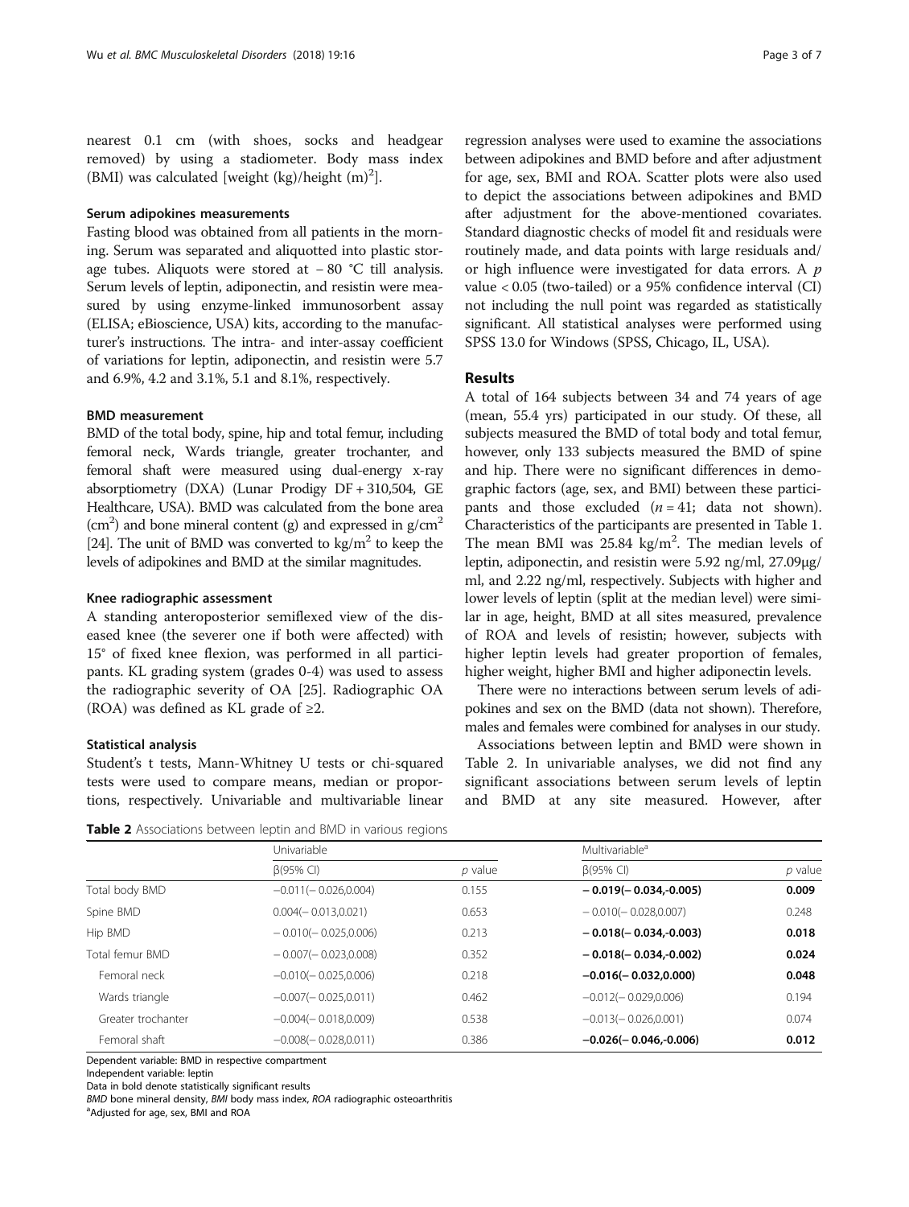nearest 0.1 cm (with shoes, socks and headgear removed) by using a stadiometer. Body mass index (BMI) was calculated [weight (kg)/height $(m)^2$].

### Serum adipokines measurements

Fasting blood was obtained from all patients in the morning. Serum was separated and aliquotted into plastic storage tubes. Aliquots were stored at − 80 °C till analysis. Serum levels of leptin, adiponectin, and resistin were measured by using enzyme-linked immunosorbent assay (ELISA; eBioscience, USA) kits, according to the manufacturer's instructions. The intra- and inter-assay coefficient of variations for leptin, adiponectin, and resistin were 5.7 and 6.9%, 4.2 and 3.1%, 5.1 and 8.1%, respectively.

### BMD measurement

BMD of the total body, spine, hip and total femur, including femoral neck, Wards triangle, greater trochanter, and femoral shaft were measured using dual-energy x-ray absorptiometry (DXA) (Lunar Prodigy DF + 310,504, GE Healthcare, USA). BMD was calculated from the bone area ($cm^2$) and bone mineral content (g) and expressed in $g/cm^2$ [24]. The unit of BMD was converted to $kg/m^2$ to keep the levels of adipokines and BMD at the similar magnitudes.

### Knee radiographic assessment

A standing anteroposterior semiflexed view of the diseased knee (the severer one if both were affected) with 15° of fixed knee flexion, was performed in all participants. KL grading system (grades 0-4) was used to assess the radiographic severity of OA [25]. Radiographic OA (ROA) was defined as KL grade of ≥2.

### Statistical analysis

Student's t tests, Mann-Whitney U tests or chi-squared tests were used to compare means, median or proportions, respectively. Univariable and multivariable linear regression analyses were used to examine the associations between adipokines and BMD before and after adjustment for age, sex, BMI and ROA. Scatter plots were also used to depict the associations between adipokines and BMD after adjustment for the above-mentioned covariates. Standard diagnostic checks of model fit and residuals were routinely made, and data points with large residuals and/or high influence were investigated for data errors. A $p$ value < 0.05 (two-tailed) or a 95% confidence interval (CI) not including the null point was regarded as statistically significant. All statistical analyses were performed using SPSS 13.0 for Windows (SPSS, Chicago, IL, USA).

## Results

A total of 164 subjects between 34 and 74 years of age (mean, 55.4 yrs) participated in our study. Of these, all subjects measured the BMD of total body and total femur, however, only 133 subjects measured the BMD of spine and hip. There were no significant differences in demographic factors (age, sex, and BMI) between these participants and those excluded ($n = 41$; data not shown). Characteristics of the participants are presented in Table 1. The mean BMI was 25.84 $kg/m^2$. The median levels of leptin, adiponectin, and resistin were 5.92 ng/ml, 27.09μg/ml, and 2.22 ng/ml, respectively. Subjects with higher and lower levels of leptin (split at the median level) were similar in age, height, BMD at all sites measured, prevalence of ROA and levels of resistin; however, subjects with higher leptin levels had greater proportion of females, higher weight, higher BMI and higher adiponectin levels.

There were no interactions between serum levels of adipokines and sex on the BMD (data not shown). Therefore, males and females were combined for analyses in our study.

Associations between leptin and BMD were shown in Table 2. In univariable analyses, we did not find any significant associations between serum levels of leptin and BMD at any site measured. However, after

**Table 2** Associations between leptin and BMD in various regions

| | Univariable | | Multivariable[a] | |
|---|---|---|---|---|
| | β(95% CI) | $p$ value | β(95% CI) | $p$ value |
| Total body BMD | −0.011(− 0.026,0.004) | 0.155 | **− 0.019(− 0.034,-0.005)** | **0.009** |
| Spine BMD | 0.004(− 0.013,0.021) | 0.653 | − 0.010(− 0.028,0.007) | 0.248 |
| Hip BMD | − 0.010(− 0.025,0.006) | 0.213 | **− 0.018(− 0.034,-0.003)** | **0.018** |
| Total femur BMD | − 0.007(− 0.023,0.008) | 0.352 | **− 0.018(− 0.034,-0.002)** | **0.024** |
| Femoral neck | −0.010(− 0.025,0.006) | 0.218 | **−0.016(− 0.032,0.000)** | **0.048** |
| Wards triangle | −0.007(− 0.025,0.011) | 0.462 | −0.012(− 0.029,0.006) | 0.194 |
| Greater trochanter | −0.004(− 0.018,0.009) | 0.538 | −0.013(− 0.026,0.001) | 0.074 |
| Femoral shaft | −0.008(− 0.028,0.011) | 0.386 | **−0.026(− 0.046,-0.006)** | **0.012** |

Dependent variable: BMD in respective compartment
Independent variable: leptin
Data in bold denote statistically significant results
*BMD* bone mineral density, *BMI* body mass index, *ROA* radiographic osteoarthritis
[a]Adjusted for age, sex, BMI and ROA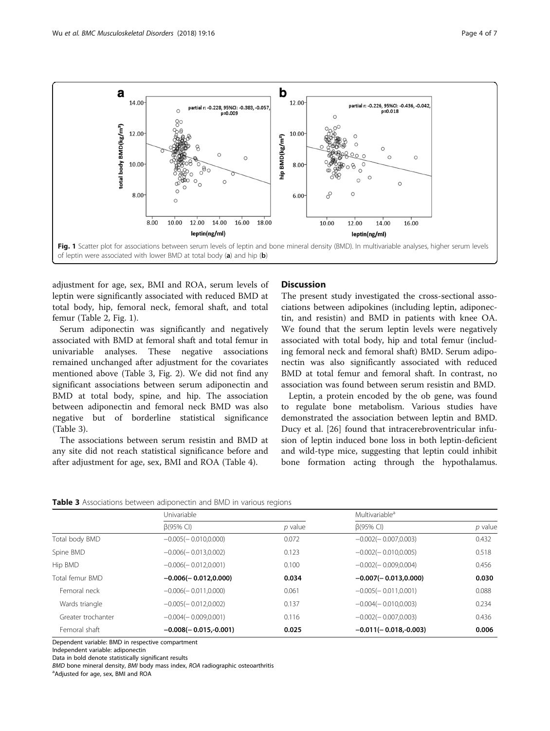Fig. 1 Scatter plot for associations between serum levels of leptin and bone mineral density (BMD). In multivariable analyses, higher serum levels of leptin were associated with lower BMD at total body (**a**) and hip (**b**)

adjustment for age, sex, BMI and ROA, serum levels of leptin were significantly associated with reduced BMD at total body, hip, femoral neck, femoral shaft, and total femur (Table 2, Fig. 1).

Serum adiponectin was significantly and negatively associated with BMD at femoral shaft and total femur in univariable analyses. These negative associations remained unchanged after adjustment for the covariates mentioned above (Table 3, Fig. 2). We did not find any significant associations between serum adiponectin and BMD at total body, spine, and hip. The association between adiponectin and femoral neck BMD was also negative but of borderline statistical significance (Table 3).

The associations between serum resistin and BMD at any site did not reach statistical significance before and after adjustment for age, sex, BMI and ROA (Table 4).

## Discussion

The present study investigated the cross-sectional associations between adipokines (including leptin, adiponectin, and resistin) and BMD in patients with knee OA. We found that the serum leptin levels were negatively associated with total body, hip and total femur (including femoral neck and femoral shaft) BMD. Serum adiponectin was also significantly associated with reduced BMD at total femur and femoral shaft. In contrast, no association was found between serum resistin and BMD.

Leptin, a protein encoded by the ob gene, was found to regulate bone metabolism. Various studies have demonstrated the association between leptin and BMD. Ducy et al. [26] found that intracerebroventricular infusion of leptin induced bone loss in both leptin-deficient and wild-type mice, suggesting that leptin could inhibit bone formation acting through the hypothalamus.

**Table 3** Associations between adiponectin and BMD in various regions

| | Univariable | | Multivariable[a] | |
|---|---|---|---|---|
| | β(95% CI) | *p* value | β(95% CI) | *p* value |
| Total body BMD | −0.005(− 0.010,0.000) | 0.072 | −0.002(− 0.007,0.003) | 0.432 |
| Spine BMD | −0.006(− 0.013,0.002) | 0.123 | −0.002(− 0.010,0.005) | 0.518 |
| Hip BMD | −0.006(− 0.012,0.001) | 0.100 | −0.002(− 0.009,0.004) | 0.456 |
| Total femur BMD | **−0.006(− 0.012,0.000)** | **0.034** | **−0.007(− 0.013,0.000)** | **0.030** |
| Femoral neck | −0.006(− 0.011,0.000) | 0.061 | −0.005(− 0.011,0.001) | 0.088 |
| Wards triangle | −0.005(− 0.012,0.002) | 0.137 | −0.004(− 0.010,0.003) | 0.234 |
| Greater trochanter | −0.004(− 0.009,0.001) | 0.116 | −0.002(− 0.007,0.003) | 0.436 |
| Femoral shaft | **−0.008(− 0.015,-0.001)** | **0.025** | **−0.011(− 0.018,-0.003)** | **0.006** |

Dependent variable: BMD in respective compartment
Independent variable: adiponectin
Data in bold denote statistically significant results
*BMD* bone mineral density, *BMI* body mass index, *ROA* radiographic osteoarthritis
[a]Adjusted for age, sex, BMI and ROA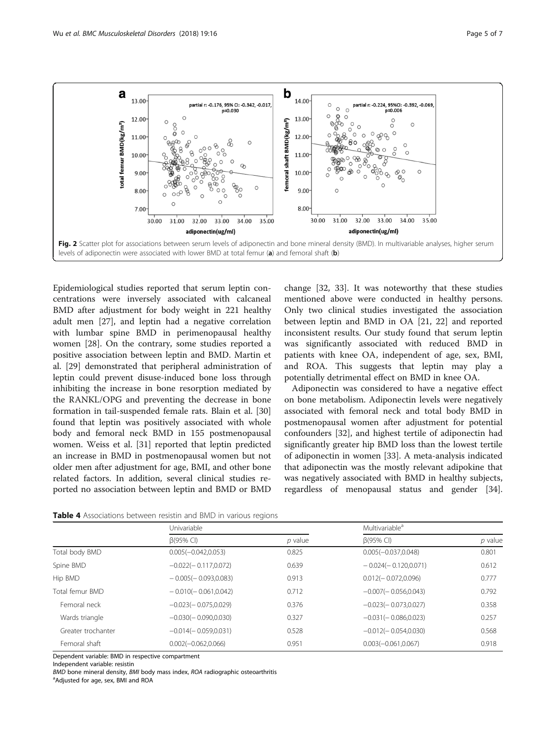Fig. 2 Scatter plot for associations between serum levels of adiponectin and bone mineral density (BMD). In multivariable analyses, higher serum levels of adiponectin were associated with lower BMD at total femur (**a**) and femoral shaft (**b**)

Epidemiological studies reported that serum leptin concentrations were inversely associated with calcaneal BMD after adjustment for body weight in 221 healthy adult men [27], and leptin had a negative correlation with lumbar spine BMD in perimenopausal healthy women [28]. On the contrary, some studies reported a positive association between leptin and BMD. Martin et al. [29] demonstrated that peripheral administration of leptin could prevent disuse-induced bone loss through inhibiting the increase in bone resorption mediated by the RANKL/OPG and preventing the decrease in bone formation in tail-suspended female rats. Blain et al. [30] found that leptin was positively associated with whole body and femoral neck BMD in 155 postmenopausal women. Weiss et al. [31] reported that leptin predicted an increase in BMD in postmenopausal women but not older men after adjustment for age, BMI, and other bone related factors. In addition, several clinical studies reported no association between leptin and BMD or BMD change [32, 33]. It was noteworthy that these studies mentioned above were conducted in healthy persons. Only two clinical studies investigated the association between leptin and BMD in OA [21, 22] and reported inconsistent results. Our study found that serum leptin was significantly associated with reduced BMD in patients with knee OA, independent of age, sex, BMI, and ROA. This suggests that leptin may play a potentially detrimental effect on BMD in knee OA.

Adiponectin was considered to have a negative effect on bone metabolism. Adiponectin levels were negatively associated with femoral neck and total body BMD in postmenopausal women after adjustment for potential confounders [32], and highest tertile of adiponectin had significantly greater hip BMD loss than the lowest tertile of adiponectin in women [33]. A meta-analysis indicated that adiponectin was the mostly relevant adipokine that was negatively associated with BMD in healthy subjects, regardless of menopausal status and gender [34].

**Table 4** Associations between resistin and BMD in various regions

| | Univariable | | Multivariable[a] | |
|---|---|---|---|---|
| | β(95% CI) | *p* value | β(95% CI) | *p* value |
| Total body BMD | 0.005(−0.042,0.053) | 0.825 | 0.005(−0.037,0.048) | 0.801 |
| Spine BMD | −0.022(− 0.117,0.072) | 0.639 | − 0.024(− 0.120,0.071) | 0.612 |
| Hip BMD | − 0.005(− 0.093,0.083) | 0.913 | 0.012(− 0.072,0.096) | 0.777 |
| Total femur BMD | − 0.010(− 0.061,0.042) | 0.712 | −0.007(− 0.056,0.043) | 0.792 |
| Femoral neck | −0.023(− 0.075,0.029) | 0.376 | −0.023(− 0.073,0.027) | 0.358 |
| Wards triangle | −0.030(− 0.090,0.030) | 0.327 | −0.031(− 0.086,0.023) | 0.257 |
| Greater trochanter | −0.014(− 0.059,0.031) | 0.528 | −0.012(− 0.054,0.030) | 0.568 |
| Femoral shaft | 0.002(−0.062,0.066) | 0.951 | 0.003(−0.061,0.067) | 0.918 |

Dependent variable: BMD in respective compartment
Independent variable: resistin
*BMD* bone mineral density, *BMI* body mass index, *ROA* radiographic osteoarthritis
[a]Adjusted for age, sex, BMI and ROA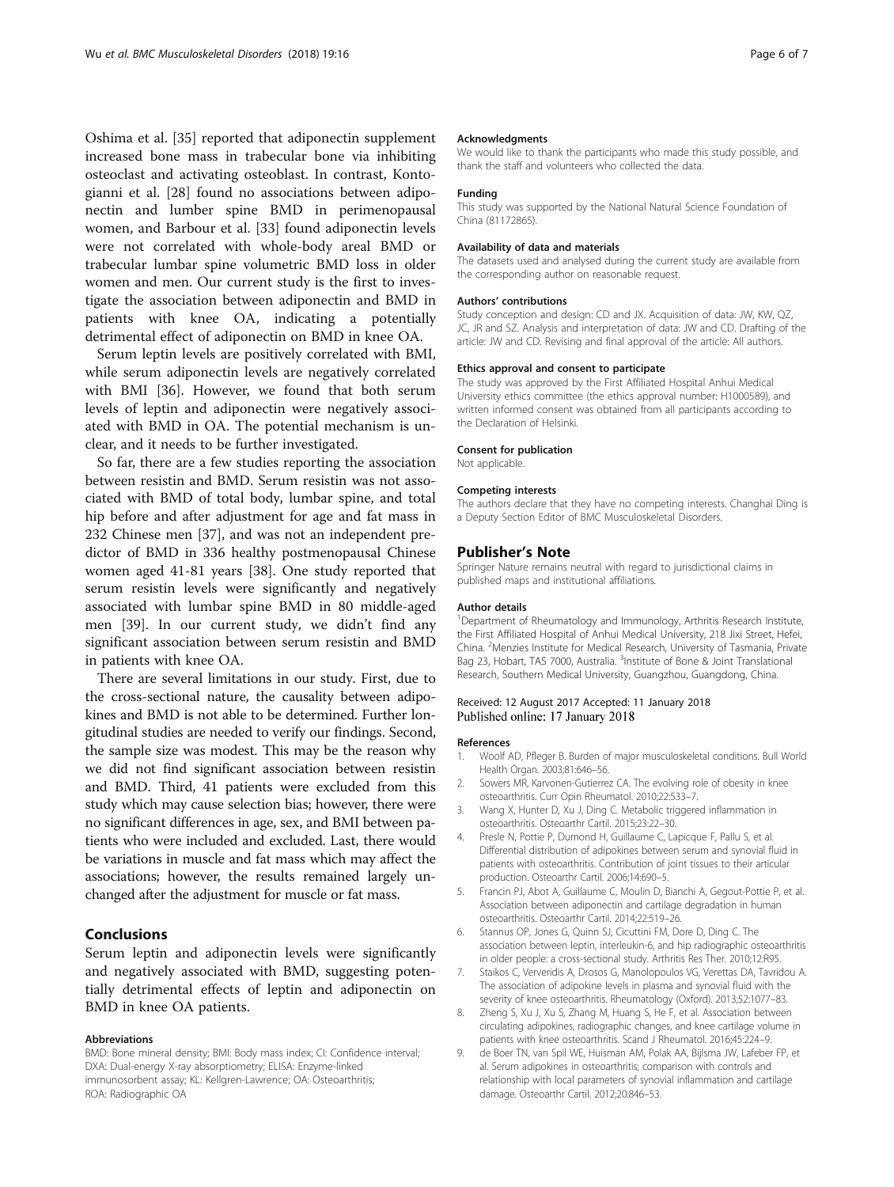Oshima et al. [35] reported that adiponectin supplement increased bone mass in trabecular bone via inhibiting osteoclast and activating osteoblast. In contrast, Kontogianni et al. [28] found no associations between adiponectin and lumber spine BMD in perimenopausal women, and Barbour et al. [33] found adiponectin levels were not correlated with whole-body areal BMD or trabecular lumbar spine volumetric BMD loss in older women and men. Our current study is the first to investigate the association between adiponectin and BMD in patients with knee OA, indicating a potentially detrimental effect of adiponectin on BMD in knee OA.

Serum leptin levels are positively correlated with BMI, while serum adiponectin levels are negatively correlated with BMI [36]. However, we found that both serum levels of leptin and adiponectin were negatively associated with BMD in OA. The potential mechanism is unclear, and it needs to be further investigated.

So far, there are a few studies reporting the association between resistin and BMD. Serum resistin was not associated with BMD of total body, lumbar spine, and total hip before and after adjustment for age and fat mass in 232 Chinese men [37], and was not an independent predictor of BMD in 336 healthy postmenopausal Chinese women aged 41-81 years [38]. One study reported that serum resistin levels were significantly and negatively associated with lumbar spine BMD in 80 middle-aged men [39]. In our current study, we didn't find any significant association between serum resistin and BMD in patients with knee OA.

There are several limitations in our study. First, due to the cross-sectional nature, the causality between adipokines and BMD is not able to be determined. Further longitudinal studies are needed to verify our findings. Second, the sample size was modest. This may be the reason why we did not find significant association between resistin and BMD. Third, 41 patients were excluded from this study which may cause selection bias; however, there were no significant differences in age, sex, and BMI between patients who were included and excluded. Last, there would be variations in muscle and fat mass which may affect the associations; however, the results remained largely unchanged after the adjustment for muscle or fat mass.

## Conclusions

Serum leptin and adiponectin levels were significantly and negatively associated with BMD, suggesting potentially detrimental effects of leptin and adiponectin on BMD in knee OA patients.

#### Abbreviations

BMD: Bone mineral density; BMI: Body mass index; CI: Confidence interval; DXA: Dual-energy X-ray absorptiometry; ELISA: Enzyme-linked immunosorbent assay; KL: Kellgren-Lawrence; OA: Osteoarthritis; ROA: Radiographic OA

#### Acknowledgments

We would like to thank the participants who made this study possible, and thank the staff and volunteers who collected the data.

#### Funding

This study was supported by the National Natural Science Foundation of China (81172865).

#### Availability of data and materials

The datasets used and analysed during the current study are available from the corresponding author on reasonable request.

#### Authors' contributions

Study conception and design: CD and JX. Acquisition of data: JW, KW, QZ, JC, JR and SZ. Analysis and interpretation of data: JW and CD. Drafting of the article: JW and CD. Revising and final approval of the article: All authors.

#### Ethics approval and consent to participate

The study was approved by the First Affiliated Hospital Anhui Medical University ethics committee (the ethics approval number: H1000589), and written informed consent was obtained from all participants according to the Declaration of Helsinki.

#### Consent for publication

Not applicable.

#### Competing interests

The authors declare that they have no competing interests. Changhai Ding is a Deputy Section Editor of BMC Musculoskeletal Disorders.

## Publisher's Note

Springer Nature remains neutral with regard to jurisdictional claims in published maps and institutional affiliations.

#### Author details

[1]Department of Rheumatology and Immunology, Arthritis Research Institute, the First Affiliated Hospital of Anhui Medical University, 218 Jixi Street, Hefei, China. [2]Menzies Institute for Medical Research, University of Tasmania, Private Bag 23, Hobart, TAS 7000, Australia. [3]Institute of Bone & Joint Translational Research, Southern Medical University, Guangzhou, Guangdong, China.

Received: 12 August 2017 Accepted: 11 January 2018
Published online: 17 January 2018

#### References

1. Woolf AD, Pfleger B. Burden of major musculoskeletal conditions. Bull World Health Organ. 2003;81:646–56.
2. Sowers MR, Karvonen-Gutierrez CA. The evolving role of obesity in knee osteoarthritis. Curr Opin Rheumatol. 2010;22:533–7.
3. Wang X, Hunter D, Xu J, Ding C. Metabolic triggered inflammation in osteoarthritis. Osteoarthr Cartil. 2015;23:22–30.
4. Presle N, Pottie P, Dumond H, Guillaume C, Lapicque F, Pallu S, et al. Differential distribution of adipokines between serum and synovial fluid in patients with osteoarthritis. Contribution of joint tissues to their articular production. Osteoarthr Cartil. 2006;14:690–5.
5. Francin PJ, Abot A, Guillaume C, Moulin D, Bianchi A, Gegout-Pottie P, et al. Association between adiponectin and cartilage degradation in human osteoarthritis. Osteoarthr Cartil. 2014;22:519–26.
6. Stannus OP, Jones G, Quinn SJ, Cicuttini FM, Dore D, Ding C. The association between leptin, interleukin-6, and hip radiographic osteoarthritis in older people: a cross-sectional study. Arthritis Res Ther. 2010;12:R95.
7. Staikos C, Ververidis A, Drosos G, Manolopoulos VG, Verettas DA, Tavridou A. The association of adipokine levels in plasma and synovial fluid with the severity of knee osteoarthritis. Rheumatology (Oxford). 2013;52:1077–83.
8. Zheng S, Xu J, Xu S, Zhang M, Huang S, He F, et al. Association between circulating adipokines, radiographic changes, and knee cartilage volume in patients with knee osteoarthritis. Scand J Rheumatol. 2016;45:224–9.
9. de Boer TN, van Spil WE, Huisman AM, Polak AA, Bijlsma JW, Lafeber FP, et al. Serum adipokines in osteoarthritis; comparison with controls and relationship with local parameters of synovial inflammation and cartilage damage. Osteoarthr Cartil. 2012;20:846–53.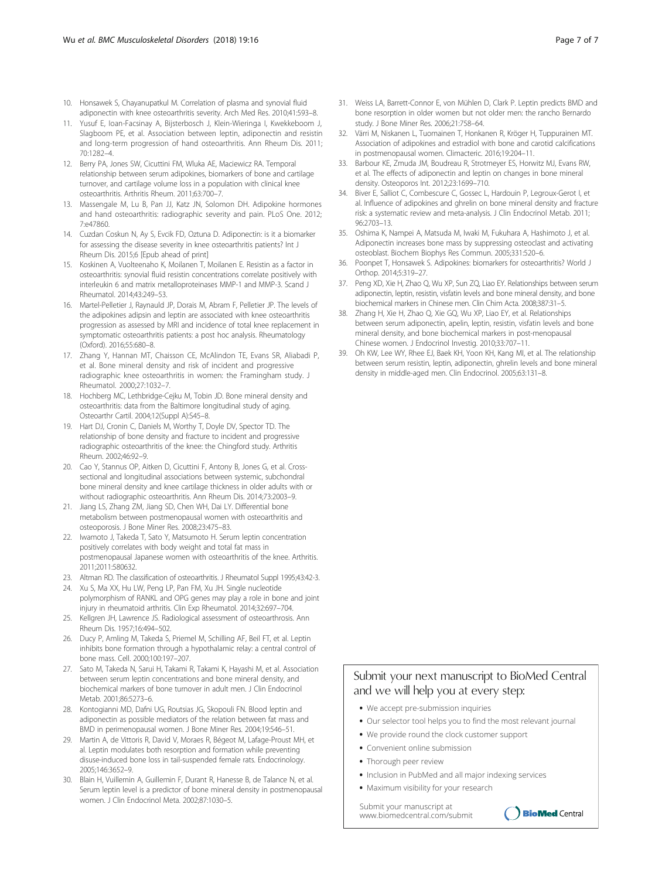10. Honsawek S, Chayanupatkul M. Correlation of plasma and synovial fluid adiponectin with knee osteoarthritis severity. Arch Med Res. 2010;41:593–8.
11. Yusuf E, Ioan-Facsinay A, Bijsterbosch J, Klein-Wieringa I, Kwekkeboom J, Slagboom PE, et al. Association between leptin, adiponectin and resistin and long-term progression of hand osteoarthritis. Ann Rheum Dis. 2011; 70:1282–4.
12. Berry PA, Jones SW, Cicuttini FM, Wluka AE, Maciewicz RA. Temporal relationship between serum adipokines, biomarkers of bone and cartilage turnover, and cartilage volume loss in a population with clinical knee osteoarthritis. Arthritis Rheum. 2011;63:700–7.
13. Massengale M, Lu B, Pan JJ, Katz JN, Solomon DH. Adipokine hormones and hand osteoarthritis: radiographic severity and pain. PLoS One. 2012; 7:e47860.
14. Cuzdan Coskun N, Ay S, Evcik FD, Oztuna D. Adiponectin: is it a biomarker for assessing the disease severity in knee osteoarthritis patients? Int J Rheum Dis. 2015;6 [Epub ahead of print]
15. Koskinen A, Vuolteenaho K, Moilanen T, Moilanen E. Resistin as a factor in osteoarthritis: synovial fluid resistin concentrations correlate positively with interleukin 6 and matrix metalloproteinases MMP-1 and MMP-3. Scand J Rheumatol. 2014;43:249–53.
16. Martel-Pelletier J, Raynauld JP, Dorais M, Abram F, Pelletier JP. The levels of the adipokines adipsin and leptin are associated with knee osteoarthritis progression as assessed by MRI and incidence of total knee replacement in symptomatic osteoarthritis patients: a post hoc analysis. Rheumatology (Oxford). 2016;55:680–8.
17. Zhang Y, Hannan MT, Chaisson CE, McAlindon TE, Evans SR, Aliabadi P, et al. Bone mineral density and risk of incident and progressive radiographic knee osteoarthritis in women: the Framingham study. J Rheumatol. 2000;27:1032–7.
18. Hochberg MC, Lethbridge-Cejku M, Tobin JD. Bone mineral density and osteoarthritis: data from the Baltimore longitudinal study of aging. Osteoarthr Cartil. 2004;12(Suppl A):S45–8.
19. Hart DJ, Cronin C, Daniels M, Worthy T, Doyle DV, Spector TD. The relationship of bone density and fracture to incident and progressive radiographic osteoarthritis of the knee: the Chingford study. Arthritis Rheum. 2002;46:92–9.
20. Cao Y, Stannus OP, Aitken D, Cicuttini F, Antony B, Jones G, et al. Cross-sectional and longitudinal associations between systemic, subchondral bone mineral density and knee cartilage thickness in older adults with or without radiographic osteoarthritis. Ann Rheum Dis. 2014;73:2003–9.
21. Jiang LS, Zhang ZM, Jiang SD, Chen WH, Dai LY. Differential bone metabolism between postmenopausal women with osteoarthritis and osteoporosis. J Bone Miner Res. 2008;23:475–83.
22. Iwamoto J, Takeda T, Sato Y, Matsumoto H. Serum leptin concentration positively correlates with body weight and total fat mass in postmenopausal Japanese women with osteoarthritis of the knee. Arthritis. 2011;2011:580632.
23. Altman RD. The classification of osteoarthritis. J Rheumatol Suppl 1995;43:42-3.
24. Xu S, Ma XX, Hu LW, Peng LP, Pan FM, Xu JH. Single nucleotide polymorphism of RANKL and OPG genes may play a role in bone and joint injury in rheumatoid arthritis. Clin Exp Rheumatol. 2014;32:697–704.
25. Kellgren JH, Lawrence JS. Radiological assessment of osteoarthrosis. Ann Rheum Dis. 1957;16:494–502.
26. Ducy P, Amling M, Takeda S, Priemel M, Schilling AF, Beil FT, et al. Leptin inhibits bone formation through a hypothalamic relay: a central control of bone mass. Cell. 2000;100:197–207.
27. Sato M, Takeda N, Sarui H, Takami R, Takami K, Hayashi M, et al. Association between serum leptin concentrations and bone mineral density, and biochemical markers of bone turnover in adult men. J Clin Endocrinol Metab. 2001;86:5273–6.
28. Kontogianni MD, Dafni UG, Routsias JG, Skopouli FN. Blood leptin and adiponectin as possible mediators of the relation between fat mass and BMD in perimenopausal women. J Bone Miner Res. 2004;19:546–51.
29. Martin A, de Vittoris R, David V, Moraes R, Bégeot M, Lafage-Proust MH, et al. Leptin modulates both resorption and formation while preventing disuse-induced bone loss in tail-suspended female rats. Endocrinology. 2005;146:3652–9.
30. Blain H, Vuillemin A, Guillemin F, Durant R, Hanesse B, de Talance N, et al. Serum leptin level is a predictor of bone mineral density in postmenopausal women. J Clin Endocrinol Meta. 2002;87:1030–5.
31. Weiss LA, Barrett-Connor E, von Mühlen D, Clark P. Leptin predicts BMD and bone resorption in older women but not older men: the rancho Bernardo study. J Bone Miner Res. 2006;21:758–64.
32. Värri M, Niskanen L, Tuomainen T, Honkanen R, Kröger H, Tuppurainen MT. Association of adipokines and estradiol with bone and carotid calcifications in postmenopausal women. Climacteric. 2016;19:204–11.
33. Barbour KE, Zmuda JM, Boudreau R, Strotmeyer ES, Horwitz MJ, Evans RW, et al. The effects of adiponectin and leptin on changes in bone mineral density. Osteoporos Int. 2012;23:1699–710.
34. Biver E, Salliot C, Combescure C, Gossec L, Hardouin P, Legroux-Gerot I, et al. Influence of adipokines and ghrelin on bone mineral density and fracture risk: a systematic review and meta-analysis. J Clin Endocrinol Metab. 2011; 96:2703–13.
35. Oshima K, Nampei A, Matsuda M, Iwaki M, Fukuhara A, Hashimoto J, et al. Adiponectin increases bone mass by suppressing osteoclast and activating osteoblast. Biochem Biophys Res Commun. 2005;331:520–6.
36. Poonpet T, Honsawek S. Adipokines: biomarkers for osteoarthritis? World J Orthop. 2014;5:319–27.
37. Peng XD, Xie H, Zhao Q, Wu XP, Sun ZQ, Liao EY. Relationships between serum adiponectin, leptin, resistin, visfatin levels and bone mineral density, and bone biochemical markers in Chinese men. Clin Chim Acta. 2008;387:31–5.
38. Zhang H, Xie H, Zhao Q, Xie GQ, Wu XP, Liao EY, et al. Relationships between serum adiponectin, apelin, leptin, resistin, visfatin levels and bone mineral density, and bone biochemical markers in post-menopausal Chinese women. J Endocrinol Investig. 2010;33:707–11.
39. Oh KW, Lee WY, Rhee EJ, Baek KH, Yoon KH, Kang MI, et al. The relationship between serum resistin, leptin, adiponectin, ghrelin levels and bone mineral density in middle-aged men. Clin Endocrinol. 2005;63:131–8.

Submit your next manuscript to BioMed Central and we will help you at every step:

- We accept pre-submission inquiries
- Our selector tool helps you to find the most relevant journal
- We provide round the clock customer support
- Convenient online submission
- Thorough peer review
- Inclusion in PubMed and all major indexing services
- Maximum visibility for your research

Submit your manuscript at www.biomedcentral.com/submit

BioMed Central